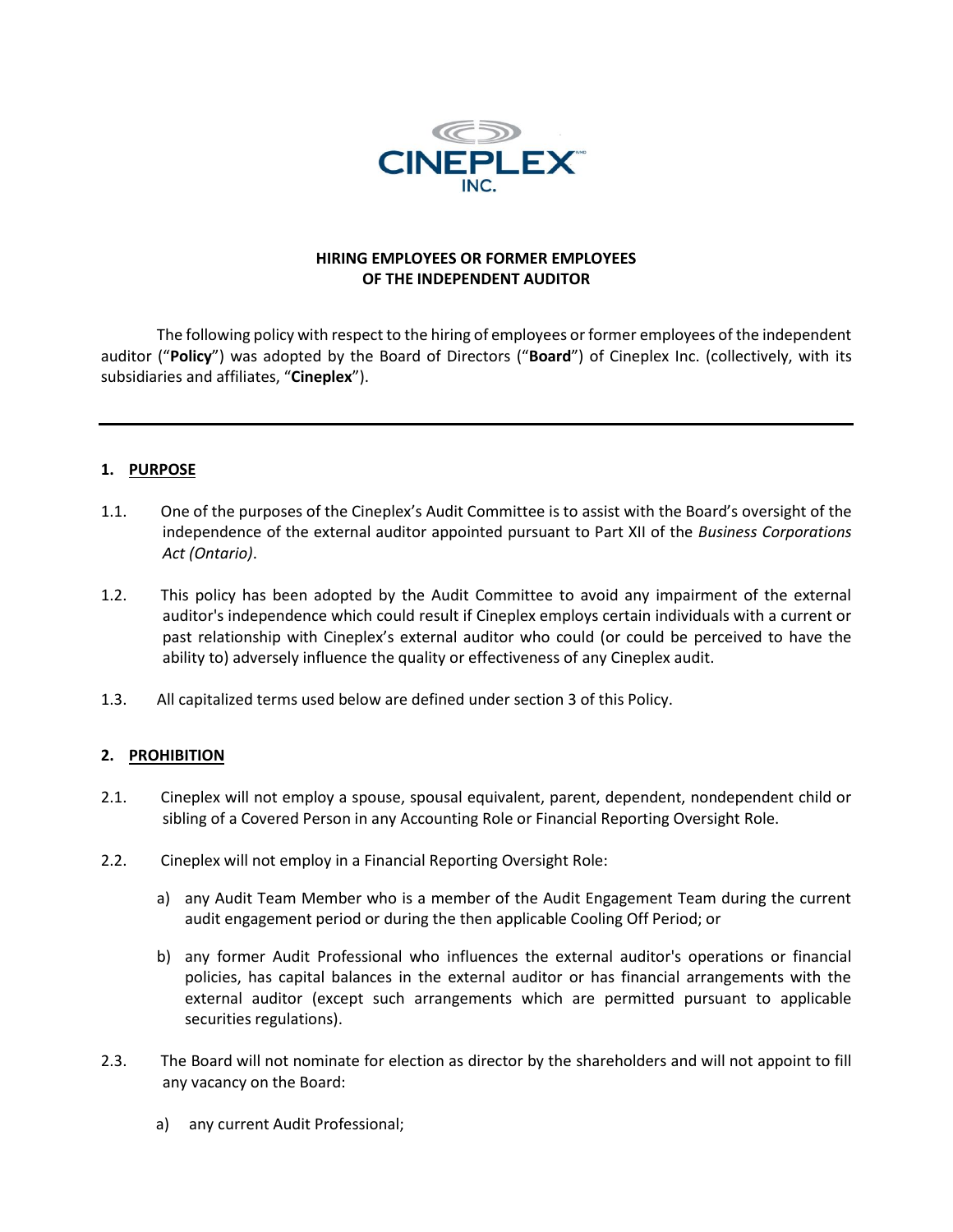**HIRING EMPLOYEES OR FORMER EMPLOYEES OF THE INDEPENDENT AUDITOR**

The following policy with respect to the hiring of employees or former employees of the independent auditor ("**Policy**") was adopted by the Board of Directors ("**Board**") of Cineplex Inc. (collectively, with its subsidiaries and affiliates, "**Cineplex**").

---

## 1. PURPOSE

1.1. One of the purposes of the Cineplex's Audit Committee is to assist with the Board's oversight of the independence of the external auditor appointed pursuant to Part XII of the *Business Corporations Act (Ontario)*.

1.2. This policy has been adopted by the Audit Committee to avoid any impairment of the external auditor's independence which could result if Cineplex employs certain individuals with a current or past relationship with Cineplex's external auditor who could (or could be perceived to have the ability to) adversely influence the quality or effectiveness of any Cineplex audit.

1.3. All capitalized terms used below are defined under section 3 of this Policy.

## 2. PROHIBITION

2.1. Cineplex will not employ a spouse, spousal equivalent, parent, dependent, nondependent child or sibling of a Covered Person in any Accounting Role or Financial Reporting Oversight Role.

2.2. Cineplex will not employ in a Financial Reporting Oversight Role:

a) any Audit Team Member who is a member of the Audit Engagement Team during the current audit engagement period or during the then applicable Cooling Off Period; or

b) any former Audit Professional who influences the external auditor's operations or financial policies, has capital balances in the external auditor or has financial arrangements with the external auditor (except such arrangements which are permitted pursuant to applicable securities regulations).

2.3. The Board will not nominate for election as director by the shareholders and will not appoint to fill any vacancy on the Board:

a) any current Audit Professional;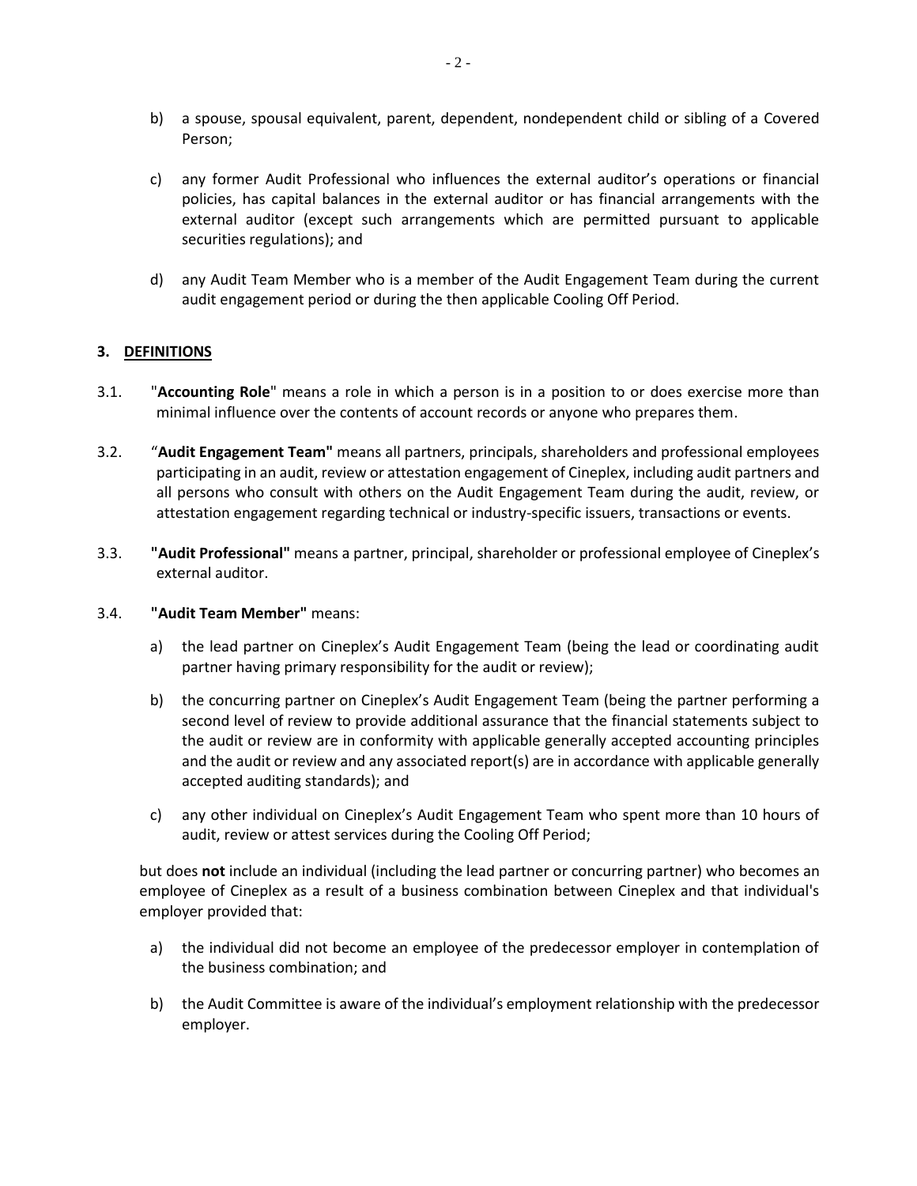b) a spouse, spousal equivalent, parent, dependent, nondependent child or sibling of a Covered Person;

c) any former Audit Professional who influences the external auditor's operations or financial policies, has capital balances in the external auditor or has financial arrangements with the external auditor (except such arrangements which are permitted pursuant to applicable securities regulations); and

d) any Audit Team Member who is a member of the Audit Engagement Team during the current audit engagement period or during the then applicable Cooling Off Period.

## 3. DEFINITIONS

3.1. "**Accounting Role**" means a role in which a person is in a position to or does exercise more than minimal influence over the contents of account records or anyone who prepares them.

3.2. "**Audit Engagement Team"** means all partners, principals, shareholders and professional employees participating in an audit, review or attestation engagement of Cineplex, including audit partners and all persons who consult with others on the Audit Engagement Team during the audit, review, or attestation engagement regarding technical or industry-specific issuers, transactions or events.

3.3. **"Audit Professional"** means a partner, principal, shareholder or professional employee of Cineplex's external auditor.

3.4. **"Audit Team Member"** means:

a) the lead partner on Cineplex's Audit Engagement Team (being the lead or coordinating audit partner having primary responsibility for the audit or review);

b) the concurring partner on Cineplex's Audit Engagement Team (being the partner performing a second level of review to provide additional assurance that the financial statements subject to the audit or review are in conformity with applicable generally accepted accounting principles and the audit or review and any associated report(s) are in accordance with applicable generally accepted auditing standards); and

c) any other individual on Cineplex's Audit Engagement Team who spent more than 10 hours of audit, review or attest services during the Cooling Off Period;

but does **not** include an individual (including the lead partner or concurring partner) who becomes an employee of Cineplex as a result of a business combination between Cineplex and that individual's employer provided that:

a) the individual did not become an employee of the predecessor employer in contemplation of the business combination; and

b) the Audit Committee is aware of the individual's employment relationship with the predecessor employer.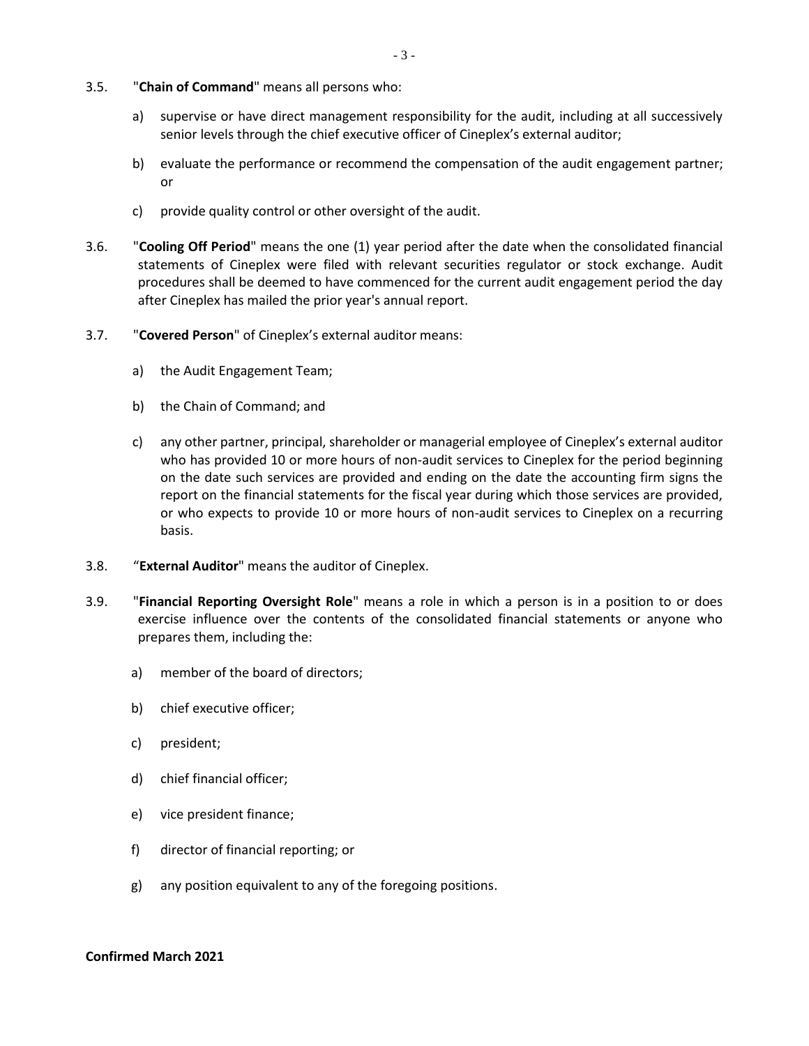3.5. "**Chain of Command**" means all persons who:

a) supervise or have direct management responsibility for the audit, including at all successively senior levels through the chief executive officer of Cineplex's external auditor;

b) evaluate the performance or recommend the compensation of the audit engagement partner; or

c) provide quality control or other oversight of the audit.

3.6. "**Cooling Off Period**" means the one (1) year period after the date when the consolidated financial statements of Cineplex were filed with relevant securities regulator or stock exchange. Audit procedures shall be deemed to have commenced for the current audit engagement period the day after Cineplex has mailed the prior year's annual report.

3.7. "**Covered Person**" of Cineplex's external auditor means:

a) the Audit Engagement Team;

b) the Chain of Command; and

c) any other partner, principal, shareholder or managerial employee of Cineplex's external auditor who has provided 10 or more hours of non-audit services to Cineplex for the period beginning on the date such services are provided and ending on the date the accounting firm signs the report on the financial statements for the fiscal year during which those services are provided, or who expects to provide 10 or more hours of non-audit services to Cineplex on a recurring basis.

3.8. "**External Auditor**" means the auditor of Cineplex.

3.9. "**Financial Reporting Oversight Role**" means a role in which a person is in a position to or does exercise influence over the contents of the consolidated financial statements or anyone who prepares them, including the:

a) member of the board of directors;

b) chief executive officer;

c) president;

d) chief financial officer;

e) vice president finance;

f) director of financial reporting; or

g) any position equivalent to any of the foregoing positions.

**Confirmed March 2021**